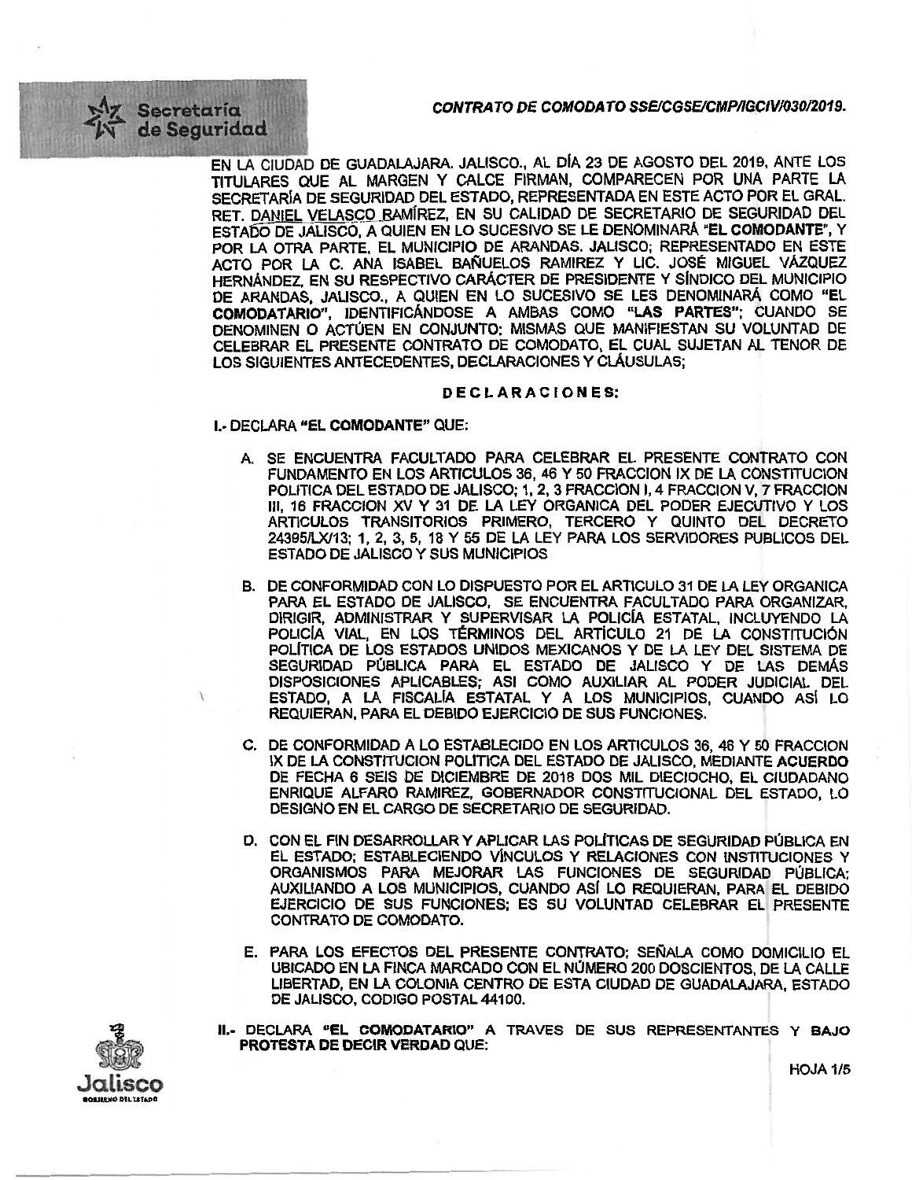*CONTRATO DE COMODATO SSE/CGSE/CMP/IGCIV/030/2019.*

EN LA CIUDAD DE GUADALAJARA. JALISCO., AL DÍA 23 DE AGOSTO DEL 2019, ANTE LOS TITULARES QUE AL MARGEN Y CALCE FIRMAN, COMPARECEN POR UNA PARTE LA SECRETARÍA DE SEGURIDAD DEL ESTADO, REPRESENTADA EN ESTE ACTO POR EL GRAL. RET. DANIEL VELASCO RAMÍREZ, EN SU CALIDAD DE SECRETARIO DE SEGURIDAD DEL ESTADO DE JALISCO, A QUIEN EN LO SUCESIVO SE LE DENOMINARÁ **"EL COMODANTE"**, Y POR LA OTRA PARTE, EL MUNICIPIO DE ARANDAS. JALISCO; REPRESENTADO EN ESTE ACTO POR LA C. ANA ISABEL BAÑUELOS RAMIREZ Y LIC. JOSÉ MIGUEL VÁZQUEZ HERNÁNDEZ, EN SU RESPECTIVO CARÁCTER DE PRESIDENTE Y SÍNDICO DEL MUNICIPIO DE ARANDAS, JALISCO., A QUIEN EN LO SUCESIVO SE LES DENOMINARÁ COMO **"EL COMODATARIO"**, IDENTIFICÁNDOSE A AMBAS COMO **"LAS PARTES"**; CUANDO SE DENOMINEN O ACTÚEN EN CONJUNTO; MISMAS QUE MANIFIESTAN SU VOLUNTAD DE CELEBRAR EL PRESENTE CONTRATO DE COMODATO, EL CUAL SUJETAN AL TENOR DE LOS SIGUIENTES ANTECEDENTES, DECLARACIONES Y CLÁUSULAS;

## D E C L A R A C I O N E S:

I.- DECLARA **"EL COMODANTE"** QUE:

A. SE ENCUENTRA FACULTADO PARA CELEBRAR EL PRESENTE CONTRATO CON FUNDAMENTO EN LOS ARTICULOS 36, 46 Y 50 FRACCION IX DE LA CONSTITUCION POLITICA DEL ESTADO DE JALISCO; 1, 2, 3 FRACCION I, 4 FRACCION V, 7 FRACCION III, 16 FRACCION XV Y 31 DE LA LEY ORGANICA DEL PODER EJECUTIVO Y LOS ARTICULOS TRANSITORIOS PRIMERO, TERCERO Y QUINTO DEL DECRETO 24395/LX/13; 1, 2, 3, 5, 18 Y 55 DE LA LEY PARA LOS SERVIDORES PUBLICOS DEL ESTADO DE JALISCO Y SUS MUNICIPIOS

B. DE CONFORMIDAD CON LO DISPUESTO POR EL ARTICULO 31 DE LA LEY ORGANICA PARA EL ESTADO DE JALISCO, SE ENCUENTRA FACULTADO PARA ORGANIZAR, DIRIGIR, ADMINISTRAR Y SUPERVISAR LA POLICÍA ESTATAL, INCLUYENDO LA POLICÍA VIAL, EN LOS TÉRMINOS DEL ARTÍCULO 21 DE LA CONSTITUCIÓN POLÍTICA DE LOS ESTADOS UNIDOS MEXICANOS Y DE LA LEY DEL SISTEMA DE SEGURIDAD PÚBLICA PARA EL ESTADO DE JALISCO Y DE LAS DEMÁS DISPOSICIONES APLICABLES; ASI COMO AUXILIAR AL PODER JUDICIAL DEL ESTADO, A LA FISCALÍA ESTATAL Y A LOS MUNICIPIOS, CUANDO ASÍ LO REQUIERAN, PARA EL DEBIDO EJERCICIO DE SUS FUNCIONES.

C. DE CONFORMIDAD A LO ESTABLECIDO EN LOS ARTICULOS 36, 46 Y 50 FRACCION IX DE LA CONSTITUCION POLITICA DEL ESTADO DE JALISCO, MEDIANTE **ACUERDO** DE FECHA 6 SEIS DE DICIEMBRE DE 2018 DOS MIL DIECIOCHO, EL CIUDADANO ENRIQUE ALFARO RAMIREZ, GOBERNADOR CONSTITUCIONAL DEL ESTADO, LO DESIGNO EN EL CARGO DE SECRETARIO DE SEGURIDAD.

D. CON EL FIN DESARROLLAR Y APLICAR LAS POLÍTICAS DE SEGURIDAD PÚBLICA EN EL ESTADO; ESTABLECIENDO VÍNCULOS Y RELACIONES CON INSTITUCIONES Y ORGANISMOS PARA MEJORAR LAS FUNCIONES DE SEGURIDAD PÚBLICA; AUXILIANDO A LOS MUNICIPIOS, CUANDO ASÍ LO REQUIERAN, PARA EL DEBIDO EJERCICIO DE SUS FUNCIONES; ES SU VOLUNTAD CELEBRAR EL PRESENTE CONTRATO DE COMODATO.

E. PARA LOS EFECTOS DEL PRESENTE CONTRATO; SEÑALA COMO DOMICILIO EL UBICADO EN LA FINCA MARCADO CON EL NÚMERO 200 DOSCIENTOS, DE LA CALLE LIBERTAD, EN LA COLONIA CENTRO DE ESTA CIUDAD DE GUADALAJARA, ESTADO DE JALISCO, CODIGO POSTAL 44100.

II.- DECLARA **"EL COMODATARIO"** A TRAVES DE SUS REPRESENTANTES Y **BAJO PROTESTA DE DECIR VERDAD** QUE: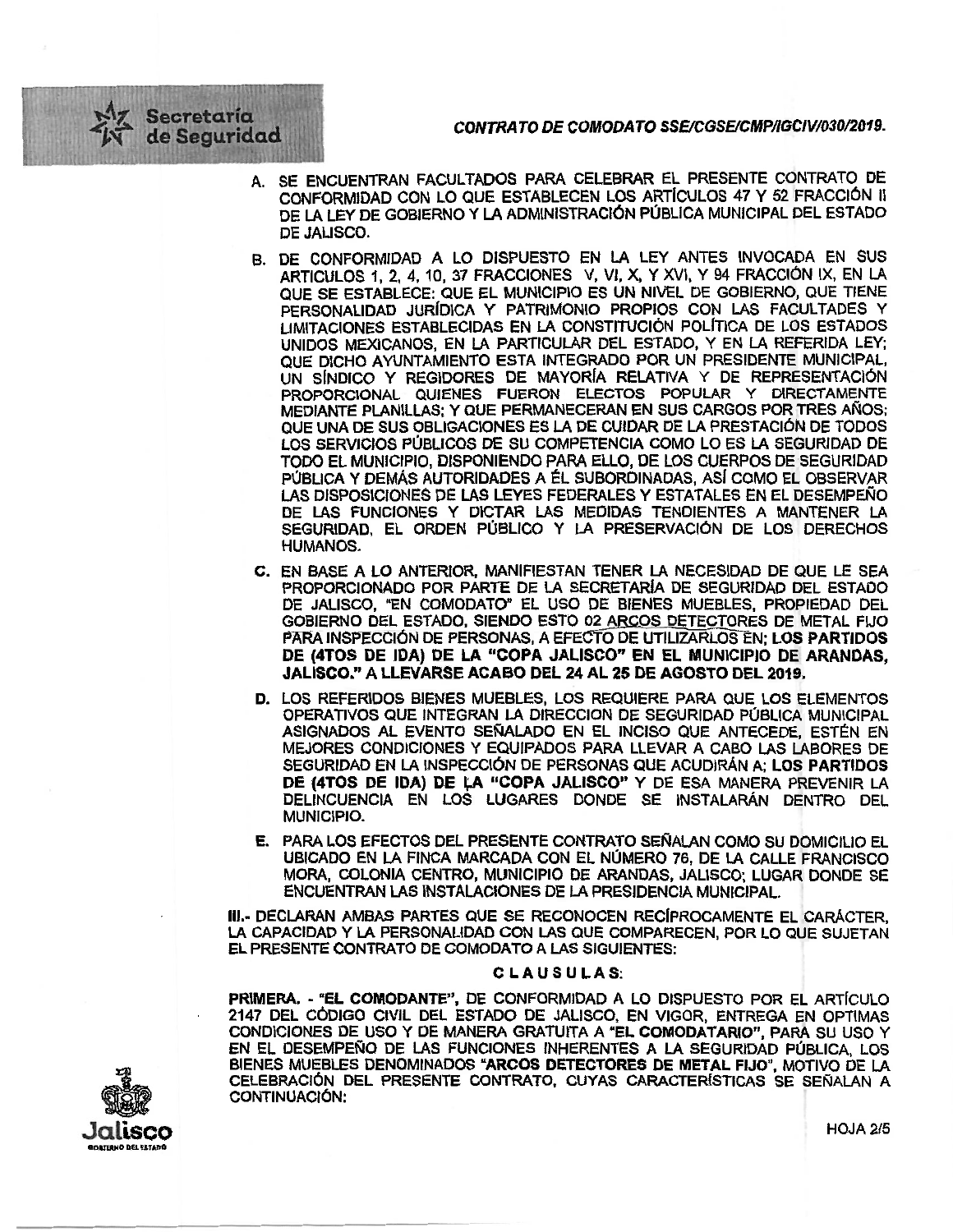A. SE ENCUENTRAN FACULTADOS PARA CELEBRAR EL PRESENTE CONTRATO DE CONFORMIDAD CON LO QUE ESTABLECEN LOS ARTÍCULOS 47 Y 52 FRACCIÓN II DE LA LEY DE GOBIERNO Y LA ADMINISTRACIÓN PÚBLICA MUNICIPAL DEL ESTADO DE JALISCO.

B. DE CONFORMIDAD A LO DISPUESTO EN LA LEY ANTES INVOCADA EN SUS ARTICULOS 1, 2, 4, 10, 37 FRACCIONES V, VI, X, Y XVI, Y 94 FRACCIÓN IX, EN LA QUE SE ESTABLECE: QUE EL MUNICIPIO ES UN NIVEL DE GOBIERNO, QUE TIENE PERSONALIDAD JURÍDICA Y PATRIMONIO PROPIOS CON LAS FACULTADES Y LIMITACIONES ESTABLECIDAS EN LA CONSTITUCIÓN POLÍTICA DE LOS ESTADOS UNIDOS MEXICANOS, EN LA PARTICULAR DEL ESTADO, Y EN LA REFERIDA LEY; QUE DICHO AYUNTAMIENTO ESTA INTEGRADO POR UN PRESIDENTE MUNICIPAL, UN SÍNDICO Y REGIDORES DE MAYORÍA RELATIVA Y DE REPRESENTACIÓN PROPORCIONAL QUIENES FUERON ELECTOS POPULAR Y DIRECTAMENTE MEDIANTE PLANILLAS; Y QUE PERMANECERAN EN SUS CARGOS POR TRES AÑOS; QUE UNA DE SUS OBLIGACIONES ES LA DE CUIDAR DE LA PRESTACIÓN DE TODOS LOS SERVICIOS PÚBLICOS DE SU COMPETENCIA COMO LO ES LA SEGURIDAD DE TODO EL MUNICIPIO, DISPONIENDO PARA ELLO, DE LOS CUERPOS DE SEGURIDAD PÚBLICA Y DEMÁS AUTORIDADES A ÉL SUBORDINADAS, ASÍ COMO EL OBSERVAR LAS DISPOSICIONES DE LAS LEYES FEDERALES Y ESTATALES EN EL DESEMPEÑO DE LAS FUNCIONES Y DICTAR LAS MEDIDAS TENDIENTES A MANTENER LA SEGURIDAD, EL ORDEN PÚBLICO Y LA PRESERVACIÓN DE LOS DERECHOS HUMANOS.

C. EN BASE A LO ANTERIOR, MANIFIESTAN TENER LA NECESIDAD DE QUE LE SEA PROPORCIONADO POR PARTE DE LA SECRETARÍA DE SEGURIDAD DEL ESTADO DE JALISCO, "EN COMODATO" EL USO DE BIENES MUEBLES, PROPIEDAD DEL GOBIERNO DEL ESTADO, SIENDO ESTO 02 ARCOS DETECTORES DE METAL FIJO PARA INSPECCIÓN DE PERSONAS, A EFECTO DE UTILIZARLOS EN: **LOS PARTIDOS DE (4TOS DE IDA) DE LA "COPA JALISCO" EN EL MUNICIPIO DE ARANDAS, JALISCO." A LLEVARSE ACABO DEL 24 AL 25 DE AGOSTO DEL 2019.**

D. LOS REFERIDOS BIENES MUEBLES, LOS REQUIERE PARA QUE LOS ELEMENTOS OPERATIVOS QUE INTEGRAN LA DIRECCION DE SEGURIDAD PÚBLICA MUNICIPAL ASIGNADOS AL EVENTO SEÑALADO EN EL INCISO QUE ANTECEDE, ESTÉN EN MEJORES CONDICIONES Y EQUIPADOS PARA LLEVAR A CABO LAS LABORES DE SEGURIDAD EN LA INSPECCIÓN DE PERSONAS QUE ACUDIRÁN A: **LOS PARTIDOS DE (4TOS DE IDA) DE LA "COPA JALISCO"** Y DE ESA MANERA PREVENIR LA DELINCUENCIA EN LOS LUGARES DONDE SE INSTALARÁN DENTRO DEL MUNICIPIO.

E. PARA LOS EFECTOS DEL PRESENTE CONTRATO SEÑALAN COMO SU DOMICILIO EL UBICADO EN LA FINCA MARCADA CON EL NÚMERO 76, DE LA CALLE FRANCISCO MORA, COLONIA CENTRO, MUNICIPIO DE ARANDAS, JALISCO; LUGAR DONDE SE ENCUENTRAN LAS INSTALACIONES DE LA PRESIDENCIA MUNICIPAL.

**III.-** DECLARAN AMBAS PARTES QUE SE RECONOCEN RECÍPROCAMENTE EL CARÁCTER, LA CAPACIDAD Y LA PERSONALIDAD CON LAS QUE COMPARECEN, POR LO QUE SUJETAN EL PRESENTE CONTRATO DE COMODATO A LAS SIGUIENTES:

## C L A U S U L A S:

**PRIMERA. - "EL COMODANTE",** DE CONFORMIDAD A LO DISPUESTO POR EL ARTÍCULO 2147 DEL CÓDIGO CIVIL DEL ESTADO DE JALISCO, EN VIGOR, ENTREGA EN OPTIMAS CONDICIONES DE USO Y DE MANERA GRATUITA A **"EL COMODATARIO",** PARA SU USO Y EN EL DESEMPEÑO DE LAS FUNCIONES INHERENTES A LA SEGURIDAD PÚBLICA, LOS BIENES MUEBLES DENOMINADOS **"ARCOS DETECTORES DE METAL FIJO",** MOTIVO DE LA CELEBRACIÓN DEL PRESENTE CONTRATO, CUYAS CARACTERÍSTICAS SE SEÑALAN A CONTINUACIÓN: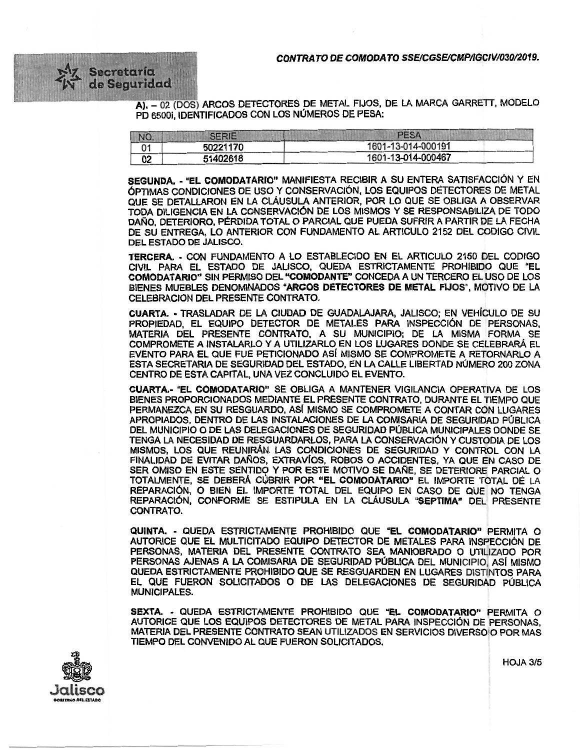A). – 02 (DOS) ARCOS DETECTORES DE METAL FIJOS, DE LA MARCA GARRETT, MODELO PD 6500i, IDENTIFICADOS CON LOS NÚMEROS DE PESA:

| NO. | SERIE | PESA |
|---|---|---|
| 01 | 50221170 | 1601-13-014-000191 |
| 02 | 51402618 | 1601-13-014-000467 |

**SEGUNDA. - "EL COMODATARIO"** MANIFIESTA RECIBIR A SU ENTERA SATISFACCIÓN Y EN ÓPTIMAS CONDICIONES DE USO Y CONSERVACIÓN, LOS EQUIPOS DETECTORES DE METAL QUE SE DETALLARON EN LA CLÁUSULA ANTERIOR, POR LO QUE SE OBLIGA A OBSERVAR TODA DILIGENCIA EN LA CONSERVACIÓN DE LOS MISMOS Y SE RESPONSABILIZA DE TODO DAÑO, DETERIORO, PÉRDIDA TOTAL O PARCIAL QUE PUEDA SUFRIR A PARTIR DE LA FECHA DE SU ENTREGA, LO ANTERIOR CON FUNDAMENTO AL ARTICULO 2152 DEL CODIGO CIVIL DEL ESTADO DE JALISCO.

**TERCERA. -** CON FUNDAMENTO A LO ESTABLECIDO EN EL ARTICULO 2150 DEL CODIGO CIVIL PARA EL ESTADO DE JALISCO, QUEDA ESTRICTAMENTE PROHIBIDO QUE **"EL COMODATARIO"** SIN PERMISO DEL **"COMODANTE"** CONCEDA A UN TERCERO EL USO DE LOS BIENES MUEBLES DENOMINADOS **"ARCOS DETECTORES DE METAL FIJOS"**, MOTIVO DE LA CELEBRACION DEL PRESENTE CONTRATO.

**CUARTA. -** TRASLADAR DE LA CIUDAD DE GUADALAJARA, JALISCO; EN VEHÍCULO DE SU PROPIEDAD, EL EQUIPO DETECTOR DE METALES PARA INSPECCIÓN DE PERSONAS, MATERIA DEL PRESENTE CONTRATO, A SU MUNICIPIO; DE LA MISMA FORMA SE COMPROMETE A INSTALARLO Y A UTILIZARLO EN LOS LUGARES DONDE SE CELEBRARÁ EL EVENTO PARA EL QUE FUE PETICIONADO ASÍ MISMO SE COMPROMETE A RETORNARLO A ESTA SECRETARIA DE SEGURIDAD DEL ESTADO, EN LA CALLE LIBERTAD NÚMERO 200 ZONA CENTRO DE ESTA CAPITAL, UNA VEZ CONCLUIDO EL EVENTO.

**CUARTA.- "EL COMODATARIO"** SE OBLIGA A MANTENER VIGILANCIA OPERATIVA DE LOS BIENES PROPORCIONADOS MEDIANTE EL PRESENTE CONTRATO, DURANTE EL TIEMPO QUE PERMANEZCA EN SU RESGUARDO, ASÍ MISMO SE COMPROMETE A CONTAR CON LUGARES APROPIADOS, DENTRO DE LAS INSTALACIONES DE LA COMISARIA DE SEGURIDAD PÚBLICA DEL MUNICIPIO O DE LAS DELEGACIONES DE SEGURIDAD PÚBLICA MUNICIPALES DONDE SE TENGA LA NECESIDAD DE RESGUARDARLOS, PARA LA CONSERVACIÓN Y CUSTODIA DE LOS MISMOS, LOS QUE REUNIRÁN LAS CONDICIONES DE SEGURIDAD Y CONTROL CON LA FINALIDAD DE EVITAR DAÑOS, EXTRAVÍOS, ROBOS O ACCIDENTES, YA QUE EN CASO DE SER OMISO EN ESTE SENTIDO Y POR ESTE MOTIVO SE DAÑE, SE DETERIORE PARCIAL O TOTALMENTE, SE DEBERÁ CUBRIR POR **"EL COMODATARIO"** EL IMPORTE TOTAL DE LA REPARACIÓN, O BIEN EL IMPORTE TOTAL DEL EQUIPO EN CASO DE QUE NO TENGA REPARACIÓN, CONFORME SE ESTIPULA EN LA CLÁUSULA **"SEPTIMA"** DEL PRESENTE CONTRATO.

**QUINTA. -** QUEDA ESTRICTAMENTE PROHIBIDO QUE **"EL COMODATARIO"** PERMITA O AUTORICE QUE EL MULTICITADO EQUIPO DETECTOR DE METALES PARA INSPECCIÓN DE PERSONAS, MATERIA DEL PRESENTE CONTRATO SEA MANIOBRADO O UTILIZADO POR PERSONAS AJENAS A LA COMISARIA DE SEGURIDAD PÚBLICA DEL MUNICIPIO, ASÍ MISMO QUEDA ESTRICTAMENTE PROHIBIDO QUE SE RESGUARDEN EN LUGARES DISTINTOS PARA EL QUE FUERON SOLICITADOS O DE LAS DELEGACIONES DE SEGURIDAD PÚBLICA MUNICIPALES.

**SEXTA. -** QUEDA ESTRICTAMENTE PROHIBIDO QUE **"EL COMODATARIO"** PERMITA O AUTORICE QUE LOS EQUIPOS DETECTORES DE METAL PARA INSPECCIÓN DE PERSONAS, MATERIA DEL PRESENTE CONTRATO SEAN UTILIZADOS EN SERVICIOS DIVERSO O POR MAS TIEMPO DEL CONVENIDO AL QUE FUERON SOLICITADOS.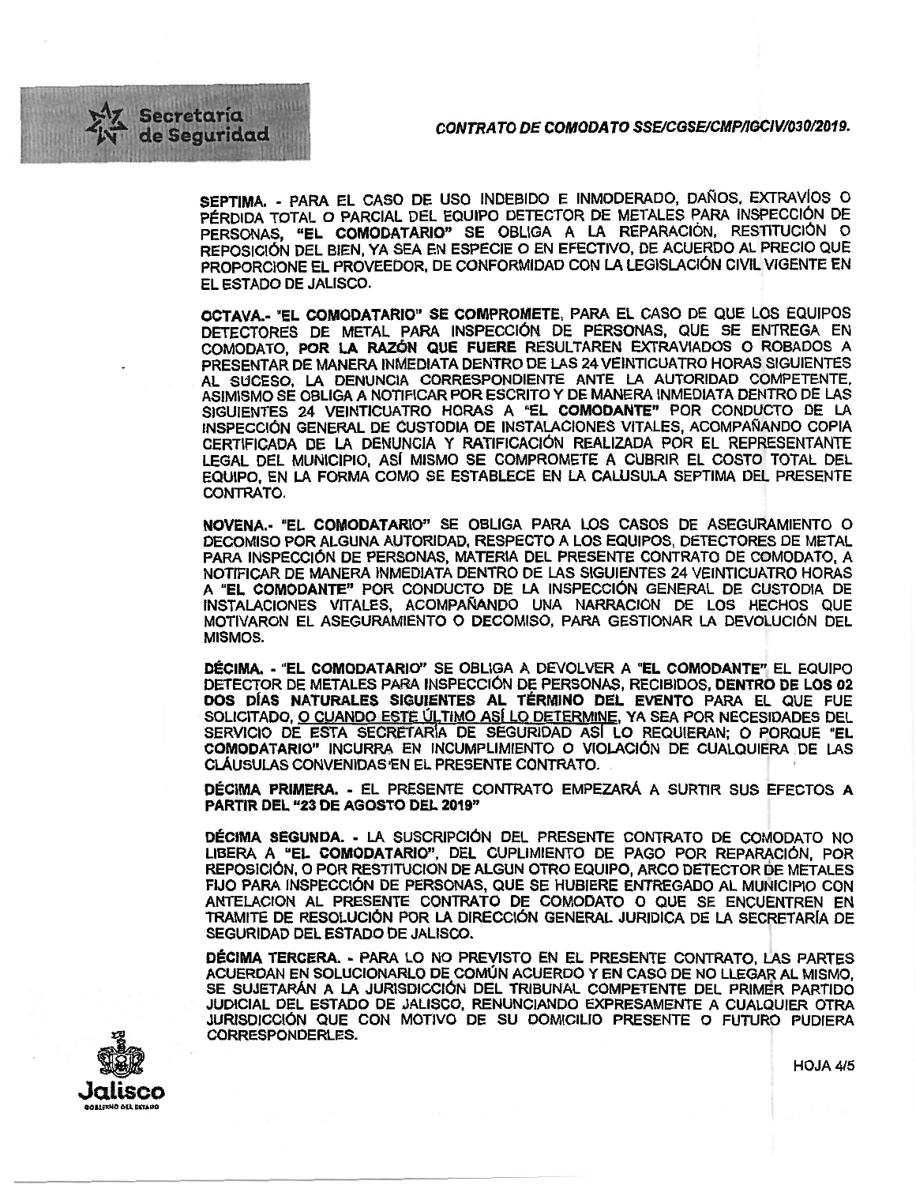**SEPTIMA. -** PARA EL CASO DE USO INDEBIDO E INMODERADO, DAÑOS, EXTRAVÍOS O PÉRDIDA TOTAL O PARCIAL DEL EQUIPO DETECTOR DE METALES PARA INSPECCIÓN DE PERSONAS, **"EL COMODATARIO"** SE OBLIGA A LA REPARACIÓN, RESTITUCIÓN O REPOSICIÓN DEL BIEN, YA SEA EN ESPECIE O EN EFECTIVO, DE ACUERDO AL PRECIO QUE PROPORCIONE EL PROVEEDOR, DE CONFORMIDAD CON LA LEGISLACIÓN CIVIL VIGENTE EN EL ESTADO DE JALISCO.

**OCTAVA.- "EL COMODATARIO" SE COMPROMETE**, PARA EL CASO DE QUE LOS EQUIPOS DETECTORES DE METAL PARA INSPECCIÓN DE PERSONAS, QUE SE ENTREGA EN COMODATO, **POR LA RAZÓN QUE FUERE** RESULTAREN EXTRAVIADOS O ROBADOS A PRESENTAR DE MANERA INMEDIATA DENTRO DE LAS 24 VEINTICUATRO HORAS SIGUIENTES AL SUCESO, LA DENUNCIA CORRESPONDIENTE ANTE LA AUTORIDAD COMPETENTE, ASIMISMO SE OBLIGA A NOTIFICAR POR ESCRITO Y DE MANERA INMEDIATA DENTRO DE LAS SIGUIENTES 24 VEINTICUATRO HORAS A **"EL COMODANTE"** POR CONDUCTO DE LA INSPECCIÓN GENERAL DE CUSTODIA DE INSTALACIONES VITALES, ACOMPAÑANDO COPIA CERTIFICADA DE LA DENUNCIA Y RATIFICACIÓN REALIZADA POR EL REPRESENTANTE LEGAL DEL MUNICIPIO, ASÍ MISMO SE COMPROMETE A CUBRIR EL COSTO TOTAL DEL EQUIPO, EN LA FORMA COMO SE ESTABLECE EN LA CALUSULA SEPTIMA DEL PRESENTE CONTRATO.

**NOVENA.- "EL COMODATARIO"** SE OBLIGA PARA LOS CASOS DE ASEGURAMIENTO O DECOMISO POR ALGUNA AUTORIDAD, RESPECTO A LOS EQUIPOS, DETECTORES DE METAL PARA INSPECCIÓN DE PERSONAS, MATERIA DEL PRESENTE CONTRATO DE COMODATO, A NOTIFICAR DE MANERA INMEDIATA DENTRO DE LAS SIGUIENTES 24 VEINTICUATRO HORAS A **"EL COMODANTE"** POR CONDUCTO DE LA INSPECCIÓN GENERAL DE CUSTODIA DE INSTALACIONES VITALES, ACOMPAÑANDO UNA NARRACION DE LOS HECHOS QUE MOTIVARON EL ASEGURAMIENTO O DECOMISO, PARA GESTIONAR LA DEVOLUCIÓN DEL MISMOS.

**DÉCIMA. - "EL COMODATARIO"** SE OBLIGA A DEVOLVER A **"EL COMODANTE"** EL EQUIPO DETECTOR DE METALES PARA INSPECCIÓN DE PERSONAS, RECIBIDOS, **DENTRO DE LOS 02 DOS DÍAS NATURALES SIGUIENTES AL TÉRMINO DEL EVENTO** PARA EL QUE FUE SOLICITADO, O CUANDO ESTE ÚLTIMO ASÍ LO DETERMINE, YA SEA POR NECESIDADES DEL SERVICIO DE ESTA SECRETARÍA DE SEGURIDAD ASÍ LO REQUIERAN; O PORQUE **"EL COMODATARIO"** INCURRA EN INCUMPLIMIENTO O VIOLACIÓN DE CUALQUIERA DE LAS CLÁUSULAS CONVENIDAS EN EL PRESENTE CONTRATO.

**DÉCIMA PRIMERA. -** EL PRESENTE CONTRATO EMPEZARÁ A SURTIR SUS EFECTOS **A PARTIR DEL "23 DE AGOSTO DEL 2019"**

**DÉCIMA SEGUNDA. -** LA SUSCRIPCIÓN DEL PRESENTE CONTRATO DE COMODATO NO LIBERA A **"EL COMODATARIO"**, DEL CUPLIMIENTO DE PAGO POR REPARACIÓN, POR REPOSICIÓN, O POR RESTITUCION DE ALGUN OTRO EQUIPO, ARCO DETECTOR DE METALES FIJO PARA INSPECCIÓN DE PERSONAS, QUE SE HUBIERE ENTREGADO AL MUNICIPIO CON ANTELACION AL PRESENTE CONTRATO DE COMODATO O QUE SE ENCUENTREN EN TRAMITE DE RESOLUCIÓN POR LA DIRECCIÓN GENERAL JURIDICA DE LA SECRETARÍA DE SEGURIDAD DEL ESTADO DE JALISCO.

**DÉCIMA TERCERA. -** PARA LO NO PREVISTO EN EL PRESENTE CONTRATO, LAS PARTES ACUERDAN EN SOLUCIONARLO DE COMÚN ACUERDO Y EN CASO DE NO LLEGAR AL MISMO, SE SUJETARÁN A LA JURISDICCIÓN DEL TRIBUNAL COMPETENTE DEL PRIMER PARTIDO JUDICIAL DEL ESTADO DE JALISCO, RENUNCIANDO EXPRESAMENTE A CUALQUIER OTRA JURISDICCIÓN QUE CON MOTIVO DE SU DOMICILIO PRESENTE O FUTURO PUDIERA CORRESPONDERLES.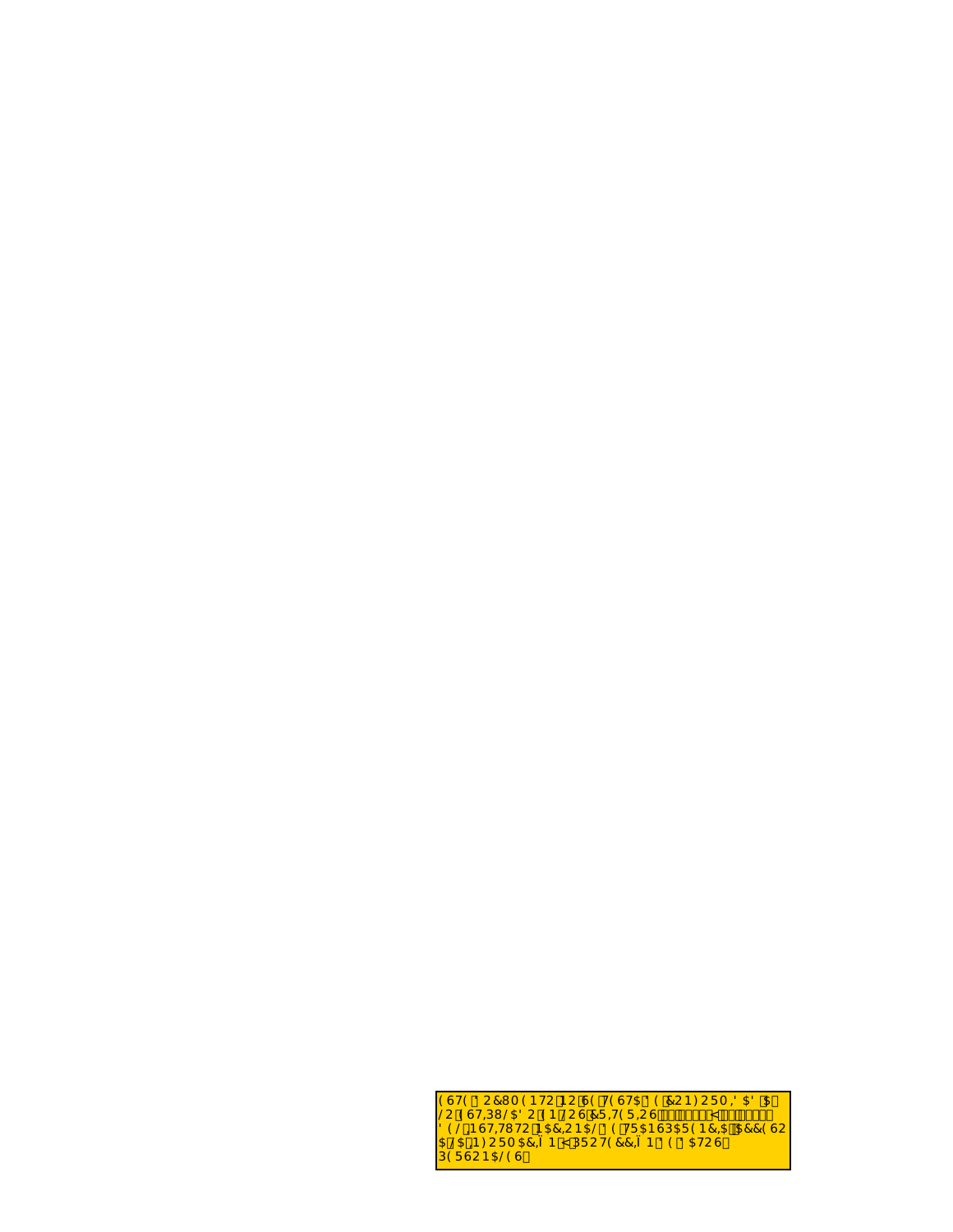ESTE DOCUMENTO NO SE TESTA DE CONFORMIDAD A LO ESTIPULADO EN LOS CRITERIOS Y DEL INSTITUTO NACIONAL DE TRANSPARENCIA, ACCESO A LA INFORMACIÓN Y PROTECCIÓN DE DATOS PERSONALES